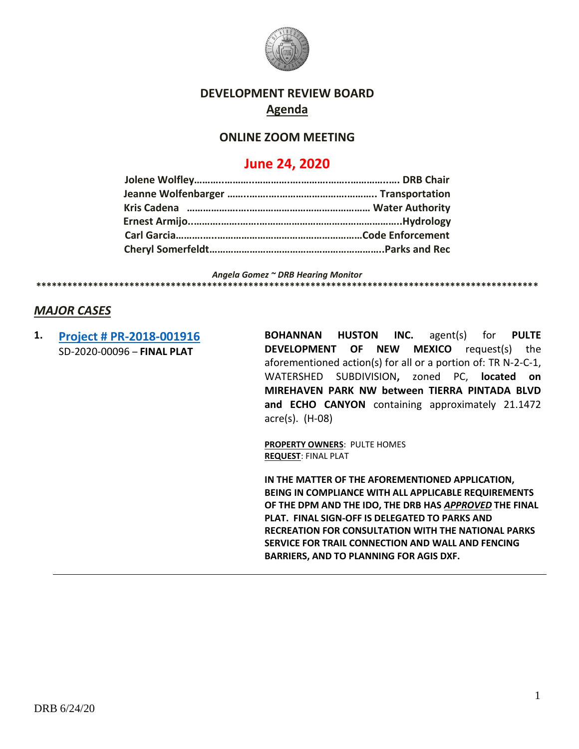# DEVELOPMENT REVIEW BOARD

## Agenda

### ONLINE ZOOM MEETING

## June 24, 2020

**Jolene Wolfley……………………………………………………………… DRB Chair**
**Jeanne Wolfenbarger …………………………………………….. Transportation**
**Kris Cadena …………………………………………………………… Water Authority**
**Ernest Armijo………………………………………………………………….Hydrology**
**Carl Garcia……………………………………………………………Code Enforcement**
**Cheryl Somerfeldt……………………………………………………….Parks and Rec**

*Angela Gomez ~ DRB Hearing Monitor*

****************************************************************************************************

## *MAJOR CASES*

**1. Project # PR-2018-001916**
SD-2020-00096 – **FINAL PLAT**

**BOHANNAN HUSTON INC.** agent(s) for **PULTE DEVELOPMENT OF NEW MEXICO** request(s) the aforementioned action(s) for all or a portion of: TR N-2-C-1, WATERSHED SUBDIVISION**,** zoned PC, **located on MIREHAVEN PARK NW between TIERRA PINTADA BLVD and ECHO CANYON** containing approximately 21.1472 acre(s). (H-08)

**PROPERTY OWNERS**: PULTE HOMES
**REQUEST**: FINAL PLAT

**IN THE MATTER OF THE AFOREMENTIONED APPLICATION, BEING IN COMPLIANCE WITH ALL APPLICABLE REQUIREMENTS OF THE DPM AND THE IDO, THE DRB HAS *APPROVED* THE FINAL PLAT. FINAL SIGN-OFF IS DELEGATED TO PARKS AND RECREATION FOR CONSULTATION WITH THE NATIONAL PARKS SERVICE FOR TRAIL CONNECTION AND WALL AND FENCING BARRIERS, AND TO PLANNING FOR AGIS DXF.**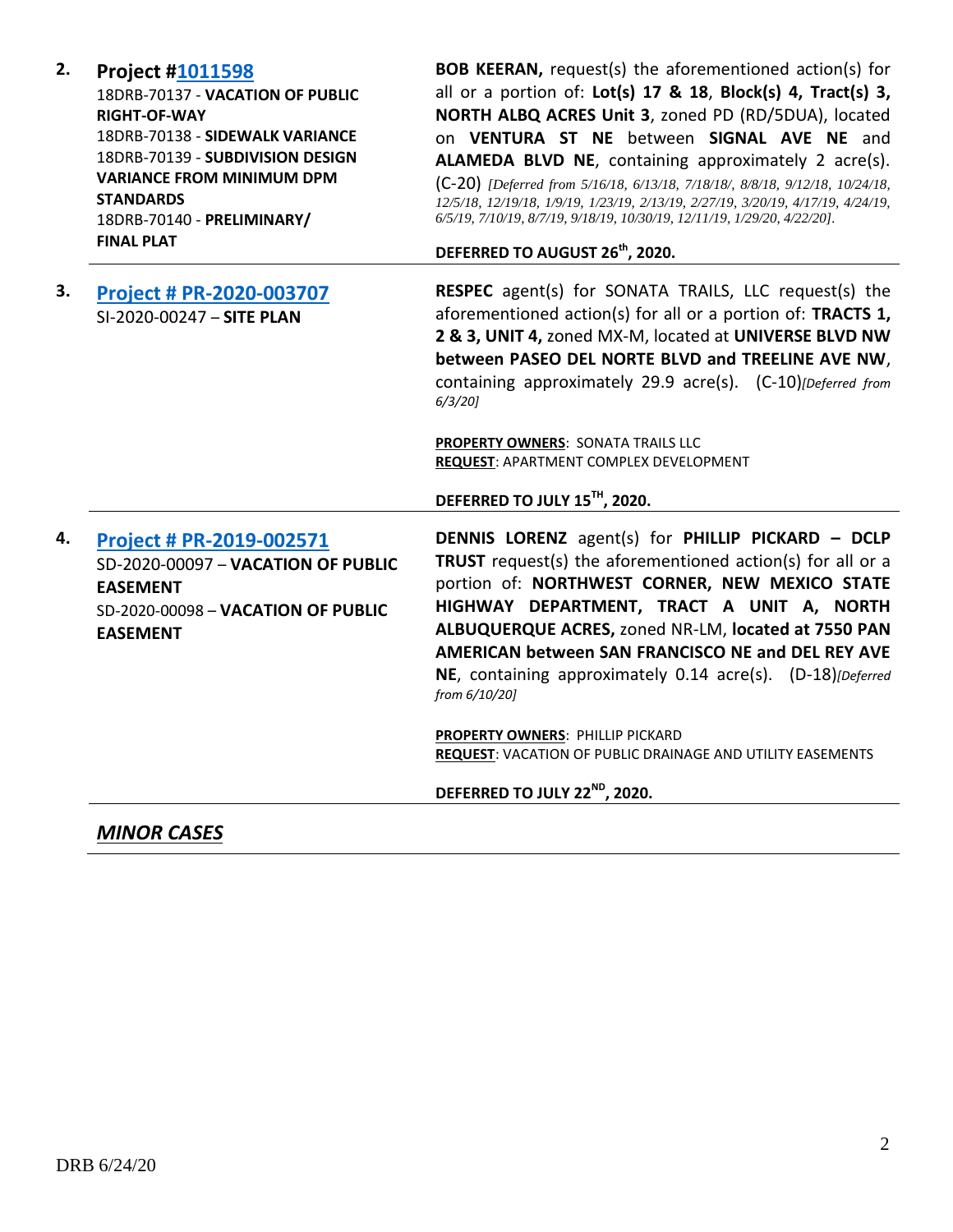2. **Project #[1011598](#)**
18DRB-70137 - **VACATION OF PUBLIC RIGHT-OF-WAY**
18DRB-70138 - **SIDEWALK VARIANCE**
18DRB-70139 - **SUBDIVISION DESIGN VARIANCE FROM MINIMUM DPM STANDARDS**
18DRB-70140 - **PRELIMINARY/ FINAL PLAT**

**BOB KEERAN,** request(s) the aforementioned action(s) for all or a portion of: **Lot(s) 17 & 18**, **Block(s) 4, Tract(s) 3, NORTH ALBQ ACRES Unit 3**, zoned PD (RD/5DUA), located on **VENTURA ST NE** between **SIGNAL AVE NE** and **ALAMEDA BLVD NE**, containing approximately 2 acre(s). (C-20) *[Deferred from 5/16/18, 6/13/18, 7/18/18/, 8/8/18, 9/12/18, 10/24/18, 12/5/18, 12/19/18, 1/9/19, 1/23/19, 2/13/19, 2/27/19, 3/20/19, 4/17/19, 4/24/19, 6/5/19, 7/10/19, 8/7/19, 9/18/19, 10/30/19, 12/11/19, 1/29/20, 4/22/20].*

**DEFERRED TO AUGUST 26th, 2020.**

---

3. **[Project # PR-2020-003707](#)**
SI-2020-00247 – **SITE PLAN**

**RESPEC** agent(s) for SONATA TRAILS, LLC request(s) the aforementioned action(s) for all or a portion of: **TRACTS 1, 2 & 3, UNIT 4,** zoned MX-M, located at **UNIVERSE BLVD NW between PASEO DEL NORTE BLVD and TREELINE AVE NW**, containing approximately 29.9 acre(s). (C-10)*[Deferred from 6/3/20]*

**PROPERTY OWNERS**: SONATA TRAILS LLC
**REQUEST**: APARTMENT COMPLEX DEVELOPMENT

**DEFERRED TO JULY 15TH, 2020.**

---

4. **[Project # PR-2019-002571](#)**
SD-2020-00097 – **VACATION OF PUBLIC EASEMENT**
SD-2020-00098 – **VACATION OF PUBLIC EASEMENT**

**DENNIS LORENZ** agent(s) for **PHILLIP PICKARD – DCLP TRUST** request(s) the aforementioned action(s) for all or a portion of: **NORTHWEST CORNER, NEW MEXICO STATE HIGHWAY DEPARTMENT, TRACT A UNIT A, NORTH ALBUQUERQUE ACRES,** zoned NR-LM, **located at 7550 PAN AMERICAN between SAN FRANCISCO NE and DEL REY AVE NE**, containing approximately 0.14 acre(s). (D-18)*[Deferred from 6/10/20]*

**PROPERTY OWNERS**: PHILLIP PICKARD
**REQUEST**: VACATION OF PUBLIC DRAINAGE AND UTILITY EASEMENTS

**DEFERRED TO JULY 22ND, 2020.**

---

## ***MINOR CASES***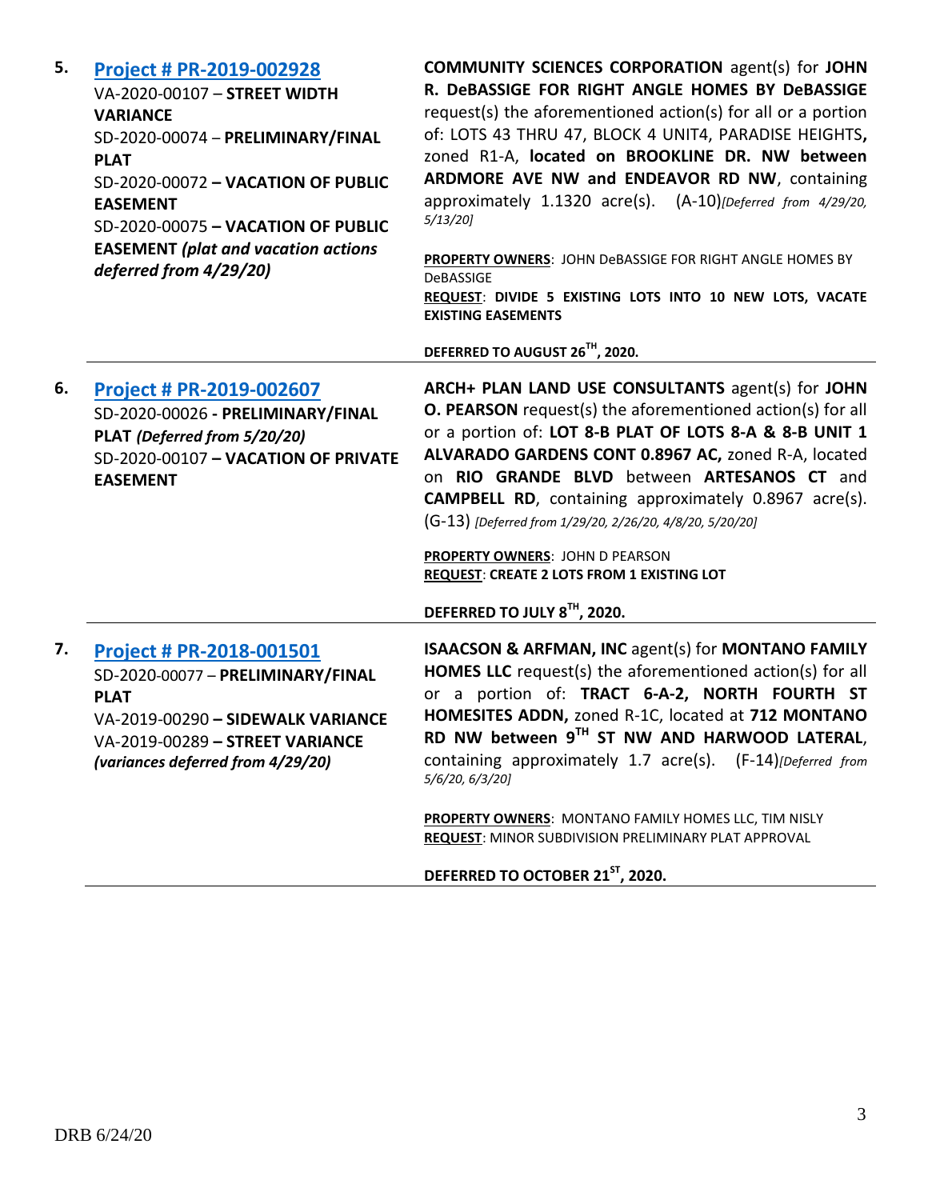5. **[Project # PR-2019-002928](#)**

VA-2020-00107 – **STREET WIDTH VARIANCE**
SD-2020-00074 – **PRELIMINARY/FINAL PLAT**
SD-2020-00072 **– VACATION OF PUBLIC EASEMENT**
SD-2020-00075 **– VACATION OF PUBLIC EASEMENT** ***(plat and vacation actions deferred from 4/29/20)***

**COMMUNITY SCIENCES CORPORATION** agent(s) for **JOHN R. DeBASSIGE FOR RIGHT ANGLE HOMES BY DeBASSIGE** request(s) the aforementioned action(s) for all or a portion of: LOTS 43 THRU 47, BLOCK 4 UNIT4, PARADISE HEIGHTS**,** zoned R1-A, **located on BROOKLINE DR. NW between ARDMORE AVE NW and ENDEAVOR RD NW**, containing approximately 1.1320 acre(s). (A-10)*[Deferred from 4/29/20, 5/13/20]*

**PROPERTY OWNERS**: JOHN DeBASSIGE FOR RIGHT ANGLE HOMES BY DeBASSIGE
**REQUEST**: **DIVIDE 5 EXISTING LOTS INTO 10 NEW LOTS, VACATE EXISTING EASEMENTS**

**DEFERRED TO AUGUST 26TH, 2020.**

---

6. **[Project # PR-2019-002607](#)**

SD-2020-00026 **- PRELIMINARY/FINAL PLAT** ***(Deferred from 5/20/20)***
SD-2020-00107 **– VACATION OF PRIVATE EASEMENT**

**ARCH+ PLAN LAND USE CONSULTANTS** agent(s) for **JOHN O. PEARSON** request(s) the aforementioned action(s) for all or a portion of: **LOT 8-B PLAT OF LOTS 8-A & 8-B UNIT 1 ALVARADO GARDENS CONT 0.8967 AC,** zoned R-A, located on **RIO GRANDE BLVD** between **ARTESANOS CT** and **CAMPBELL RD**, containing approximately 0.8967 acre(s). (G-13) *[Deferred from 1/29/20, 2/26/20, 4/8/20, 5/20/20]*

**PROPERTY OWNERS**: JOHN D PEARSON
**REQUEST**: **CREATE 2 LOTS FROM 1 EXISTING LOT**

**DEFERRED TO JULY 8TH, 2020.**

---

7. **[Project # PR-2018-001501](#)**

SD-2020-00077 – **PRELIMINARY/FINAL PLAT**
VA-2019-00290 **– SIDEWALK VARIANCE**
VA-2019-00289 **– STREET VARIANCE** ***(variances deferred from 4/29/20)***

**ISAACSON & ARFMAN, INC** agent(s) for **MONTANO FAMILY HOMES LLC** request(s) the aforementioned action(s) for all or a portion of: **TRACT 6-A-2, NORTH FOURTH ST HOMESITES ADDN,** zoned R-1C, located at **712 MONTANO RD NW between 9TH ST NW AND HARWOOD LATERAL**, containing approximately 1.7 acre(s). (F-14)*[Deferred from 5/6/20, 6/3/20]*

**PROPERTY OWNERS**: MONTANO FAMILY HOMES LLC, TIM NISLY
**REQUEST**: MINOR SUBDIVISION PRELIMINARY PLAT APPROVAL

**DEFERRED TO OCTOBER 21ST, 2020.**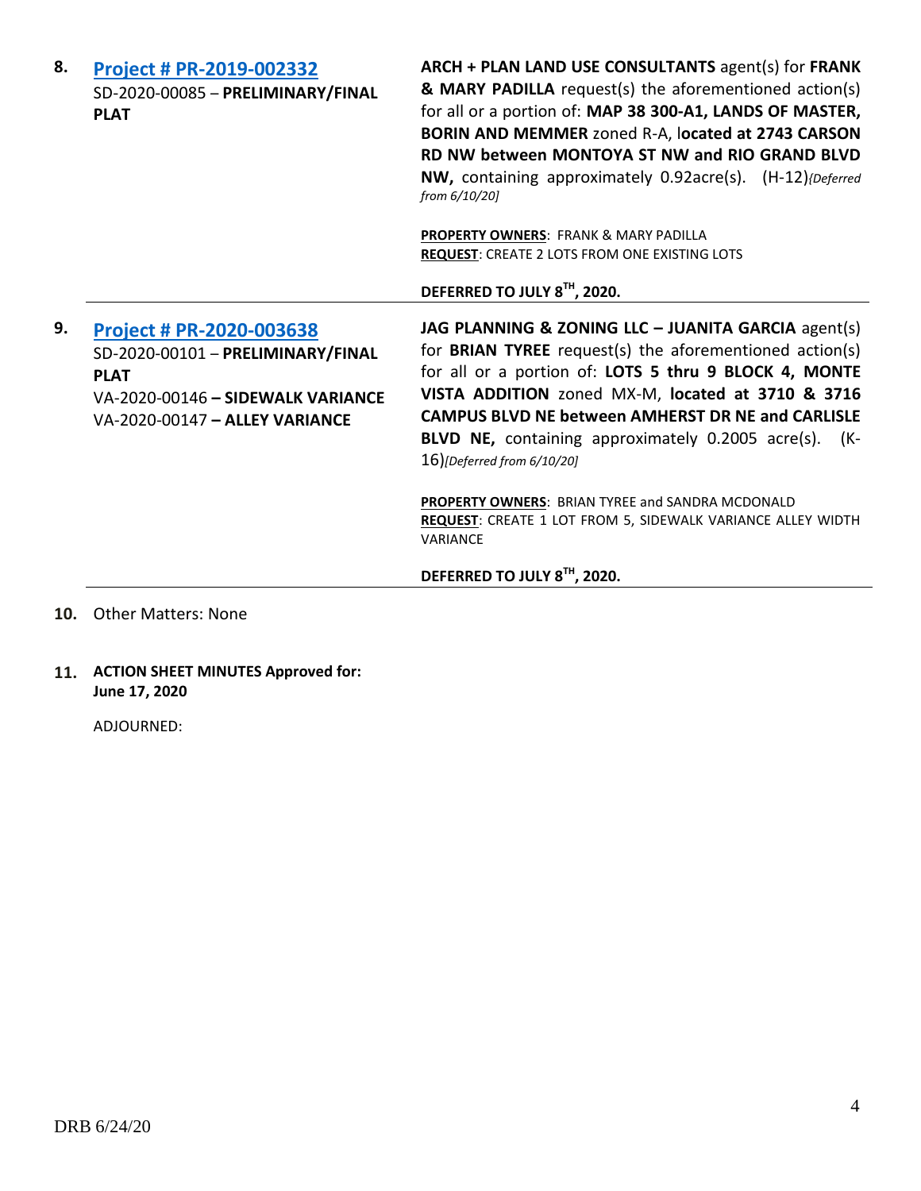**8.** [**Project # PR-2019-002332**]()
SD-2020-00085 – **PRELIMINARY/FINAL PLAT**

**ARCH + PLAN LAND USE CONSULTANTS** agent(s) for **FRANK & MARY PADILLA** request(s) the aforementioned action(s) for all or a portion of: **MAP 38 300-A1, LANDS OF MASTER, BORIN AND MEMMER** zoned R-A, l**ocated at 2743 CARSON RD NW between MONTOYA ST NW and RIO GRAND BLVD NW,** containing approximately 0.92acre(s). (H-12)*{Deferred from 6/10/20]*

**PROPERTY OWNERS**: FRANK & MARY PADILLA
**REQUEST**: CREATE 2 LOTS FROM ONE EXISTING LOTS

**DEFERRED TO JULY 8TH, 2020.**

---

**9.** [**Project # PR-2020-003638**]()
SD-2020-00101 – **PRELIMINARY/FINAL PLAT**
VA-2020-00146 **– SIDEWALK VARIANCE**
VA-2020-00147 **– ALLEY VARIANCE**

**JAG PLANNING & ZONING LLC – JUANITA GARCIA** agent(s) for **BRIAN TYREE** request(s) the aforementioned action(s) for all or a portion of: **LOTS 5 thru 9 BLOCK 4, MONTE VISTA ADDITION** zoned MX-M, **located at 3710 & 3716 CAMPUS BLVD NE between AMHERST DR NE and CARLISLE BLVD NE,** containing approximately 0.2005 acre(s). (K-16)*[Deferred from 6/10/20]*

**PROPERTY OWNERS**: BRIAN TYREE and SANDRA MCDONALD
**REQUEST**: CREATE 1 LOT FROM 5, SIDEWALK VARIANCE ALLEY WIDTH VARIANCE

**DEFERRED TO JULY 8TH, 2020.**

---

**10.** Other Matters: None

**11.** **ACTION SHEET MINUTES Approved for: June 17, 2020**

ADJOURNED: